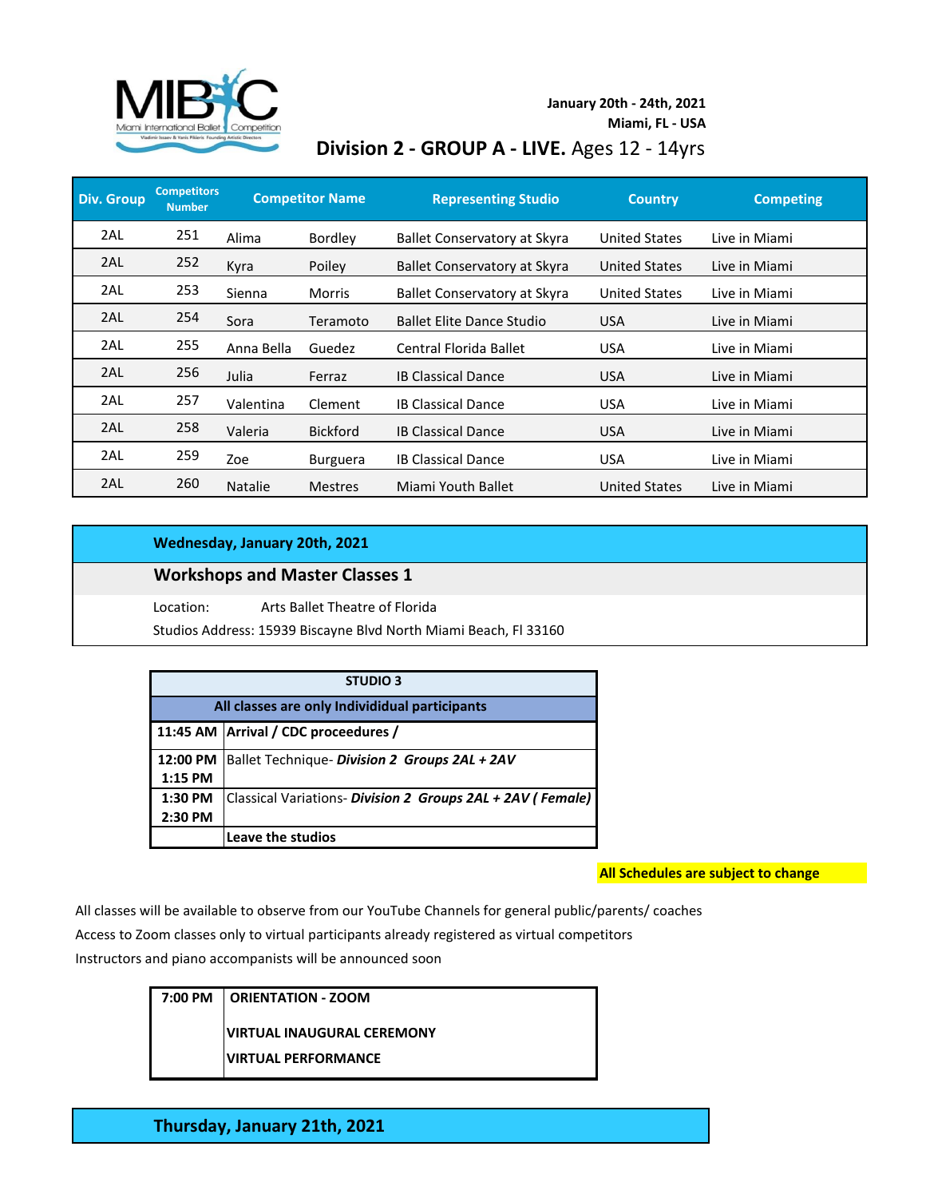MIBC Miami International Ballet Competition

**January 20th - 24th, 2021**
**Miami, FL - USA**

## Division 2 - GROUP A - LIVE. Ages 12 - 14yrs

| Div. Group | Competitors Number | Competitor Name | | Representing Studio | Country | Competing |
|---|---|---|---|---|---|---|
| 2AL | 251 | Alima | Bordley | Ballet Conservatory at Skyra | United States | Live in Miami |
| 2AL | 252 | Kyra | Poiley | Ballet Conservatory at Skyra | United States | Live in Miami |
| 2AL | 253 | Sienna | Morris | Ballet Conservatory at Skyra | United States | Live in Miami |
| 2AL | 254 | Sora | Teramoto | Ballet Elite Dance Studio | USA | Live in Miami |
| 2AL | 255 | Anna Bella | Guedez | Central Florida Ballet | USA | Live in Miami |
| 2AL | 256 | Julia | Ferraz | IB Classical Dance | USA | Live in Miami |
| 2AL | 257 | Valentina | Clement | IB Classical Dance | USA | Live in Miami |
| 2AL | 258 | Valeria | Bickford | IB Classical Dance | USA | Live in Miami |
| 2AL | 259 | Zoe | Burguera | IB Classical Dance | USA | Live in Miami |
| 2AL | 260 | Natalie | Mestres | Miami Youth Ballet | United States | Live in Miami |

**Wednesday, January 20th, 2021**

### Workshops and Master Classes 1

Location: Arts Ballet Theatre of Florida
Studios Address: 15939 Biscayne Blvd North Miami Beach, Fl 33160

| STUDIO 3 | |
|---|---|
| **All classes are only Individidual participants** | |
| **11:45 AM** | **Arrival / CDC proceedures /** |
| **12:00 PM 1:15 PM** | Ballet Technique- ***Division 2 Groups 2AL + 2AV*** |
| **1:30 PM 2:30 PM** | Classical Variations- ***Division 2 Groups 2AL + 2AV ( Female)*** |
| | **Leave the studios** |

**All Schedules are subject to change**

All classes will be available to observe from our YouTube Channels for general public/parents/ coaches
Access to Zoom classes only to virtual participants already registered as virtual competitors
Instructors and piano accompanists will be announced soon

| 7:00 PM | ORIENTATION - ZOOM |
|---|---|
| | **VIRTUAL INAUGURAL CEREMONY** |
| | **VIRTUAL PERFORMANCE** |

**Thursday, January 21th, 2021**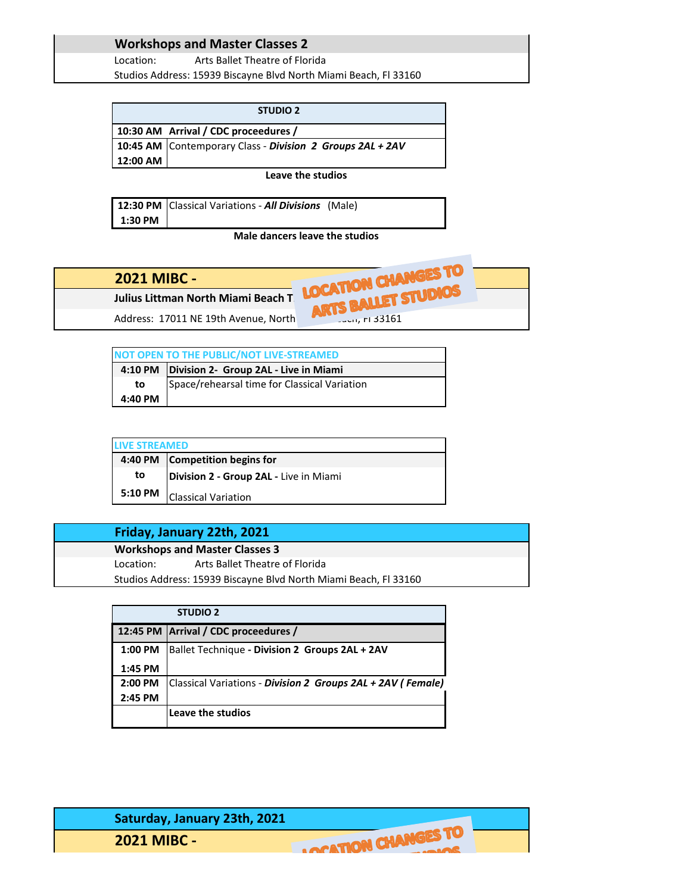## Workshops and Master Classes 2

Location: Arts Ballet Theatre of Florida

Studios Address: 15939 Biscayne Blvd North Miami Beach, Fl 33160

| STUDIO 2 | |
|---|---|
| **10:30 AM** | **Arrival / CDC proceedures /** |
| **10:45 AM** | Contemporary Class - ***Division 2 Groups 2AL + 2AV*** |
| **12:00 AM** | |

**Leave the studios**

| | |
|---|---|
| **12:30 PM** | Classical Variations - ***All Divisions*** (Male) |
| **1:30 PM** | |

**Male dancers leave the studios**

## 2021 MIBC -

LOCATION CHANGES TO ARTS BALLET STUDIOS

**Julius Littman North Miami Beach T**

Address: 17011 NE 19th Avenue, North ... ...ach, Fl 33161

| NOT OPEN TO THE PUBLIC/NOT LIVE-STREAMED | |
|---|---|
| **4:10 PM** | **Division 2- Group 2AL - Live in Miami** |
| **to** | Space/rehearsal time for Classical Variation |
| **4:40 PM** | |

| LIVE STREAMED | |
|---|---|
| **4:40 PM** | **Competition begins for** |
| **to** | **Division 2 - Group 2AL -** Live in Miami |
| **5:10 PM** | Classical Variation |

## Friday, January 22th, 2021

**Workshops and Master Classes 3**

Location: Arts Ballet Theatre of Florida

Studios Address: 15939 Biscayne Blvd North Miami Beach, Fl 33160

| STUDIO 2 | |
|---|---|
| **12:45 PM** | **Arrival / CDC proceedures /** |
| **1:00 PM** | Ballet Technique **- Division 2 Groups 2AL + 2AV** |
| **1:45 PM** | |
| **2:00 PM** | Classical Variations - ***Division 2 Groups 2AL + 2AV ( Female)*** |
| **2:45 PM** | |
| | **Leave the studios** |

## Saturday, January 23th, 2021

## 2021 MIBC -

LOCATION CHANGES TO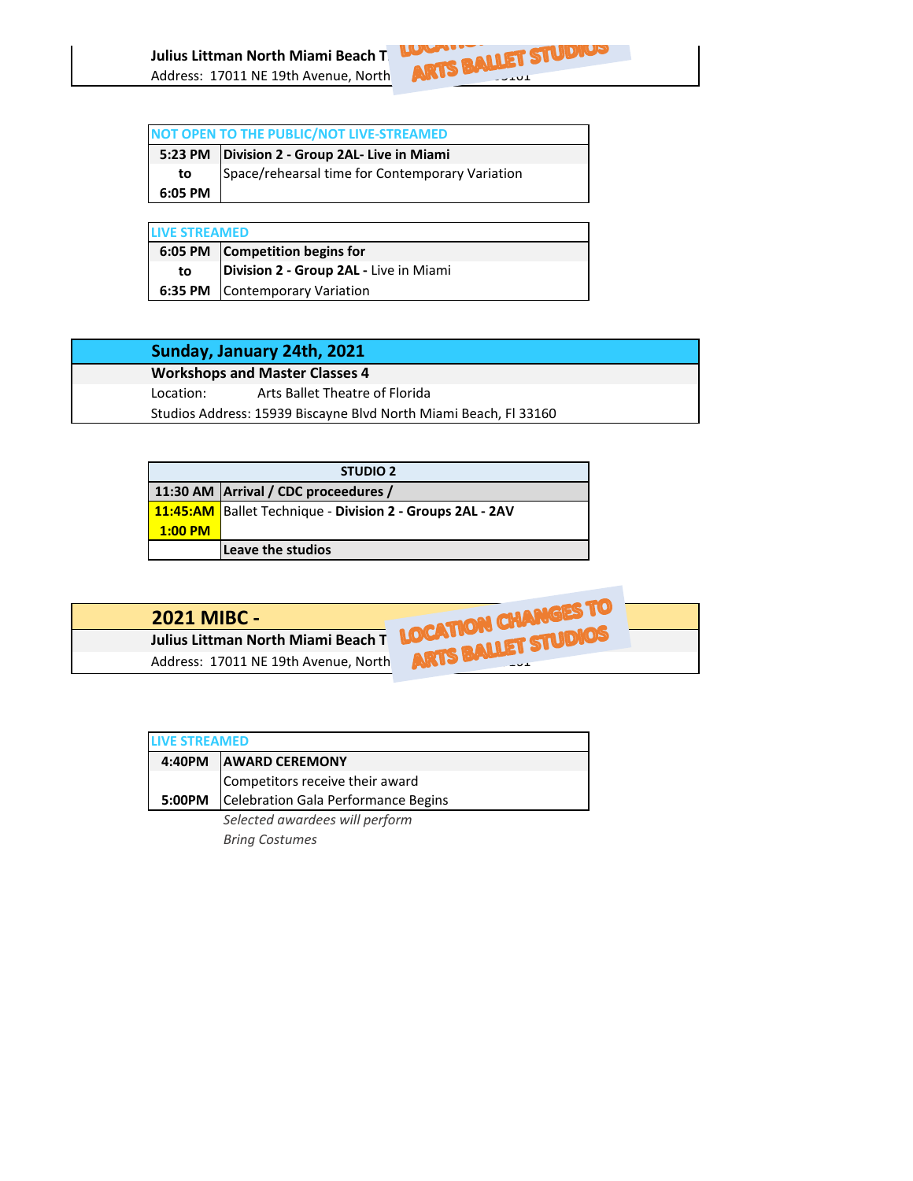Julius Littman North Miami Beach T... LOCATION CHANGES TO ARTS BALLET STUDIOS

Address: 17011 NE 19th Avenue, North ...

| NOT OPEN TO THE PUBLIC/NOT LIVE-STREAMED | |
|---|---|
| **5:23 PM** | **Division 2 - Group 2AL- Live in Miami** |
| **to** | Space/rehearsal time for Contemporary Variation |
| **6:05 PM** | |

| LIVE STREAMED | |
|---|---|
| **6:05 PM** | **Competition begins for** |
| **to** | **Division 2 - Group 2AL -** Live in Miami |
| **6:35 PM** | Contemporary Variation |

## Sunday, January 24th, 2021

**Workshops and Master Classes 4**

Location: Arts Ballet Theatre of Florida

Studios Address: 15939 Biscayne Blvd North Miami Beach, Fl 33160

| STUDIO 2 | |
|---|---|
| **11:30 AM** | **Arrival / CDC proceedures /** |
| **11:45:AM** | Ballet Technique - **Division 2 - Groups 2AL - 2AV** |
| **1:00 PM** | |
| | **Leave the studios** |

## 2021 MIBC -

LOCATION CHANGES TO ARTS BALLET STUDIOS

**Julius Littman North Miami Beach T...**

Address: 17011 NE 19th Avenue, North ...

| LIVE STREAMED | |
|---|---|
| **4:40PM** | **AWARD CEREMONY** |
| | Competitors receive their award |
| **5:00PM** | Celebration Gala Performance Begins |
| | *Selected awardees will perform* |
| | *Bring Costumes* |